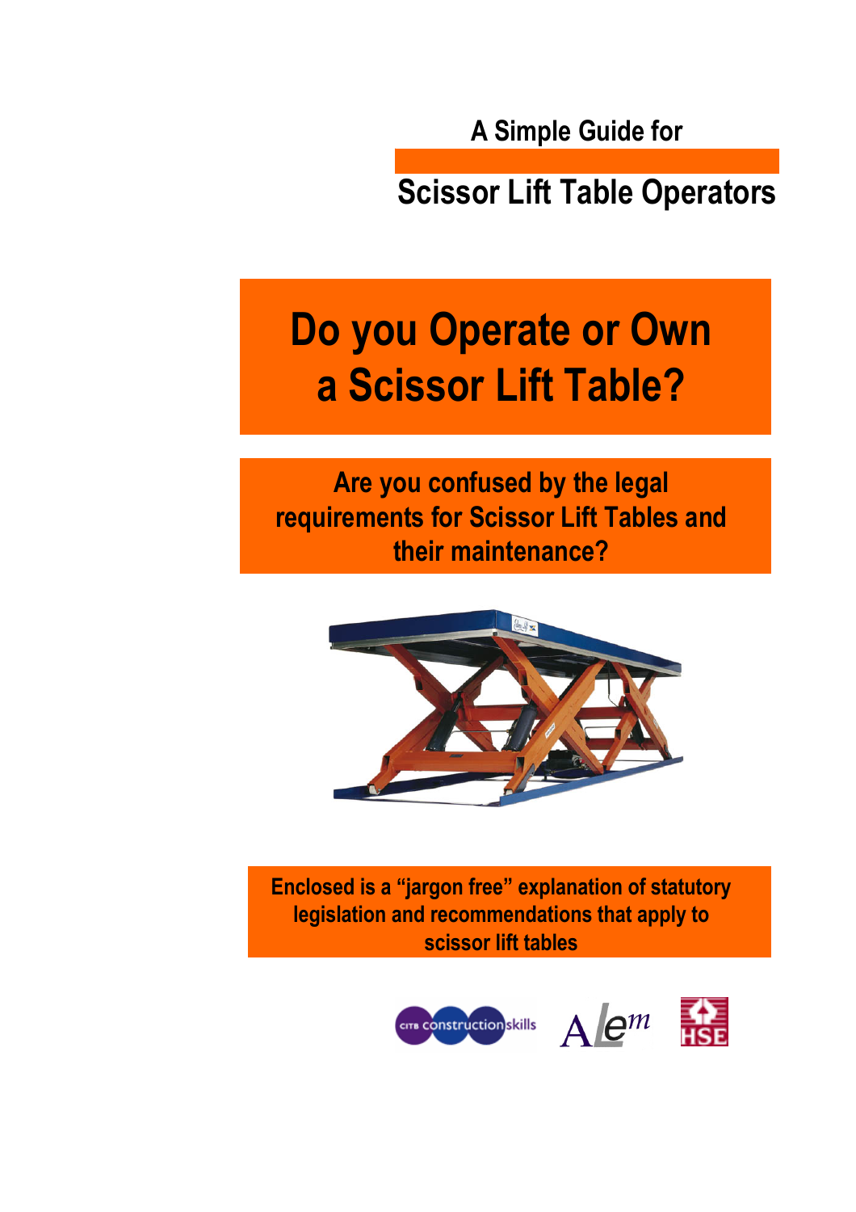A Simple Guide for

# Scissor Lift Table Operators

# Do you Operate or Own a Scissor Lift Table?

## Are you confused by the legal requirements for Scissor Lift Tables and their maintenance?

**Enclosed is a "jargon free" explanation of statutory legislation and recommendations that apply to scissor lift tables**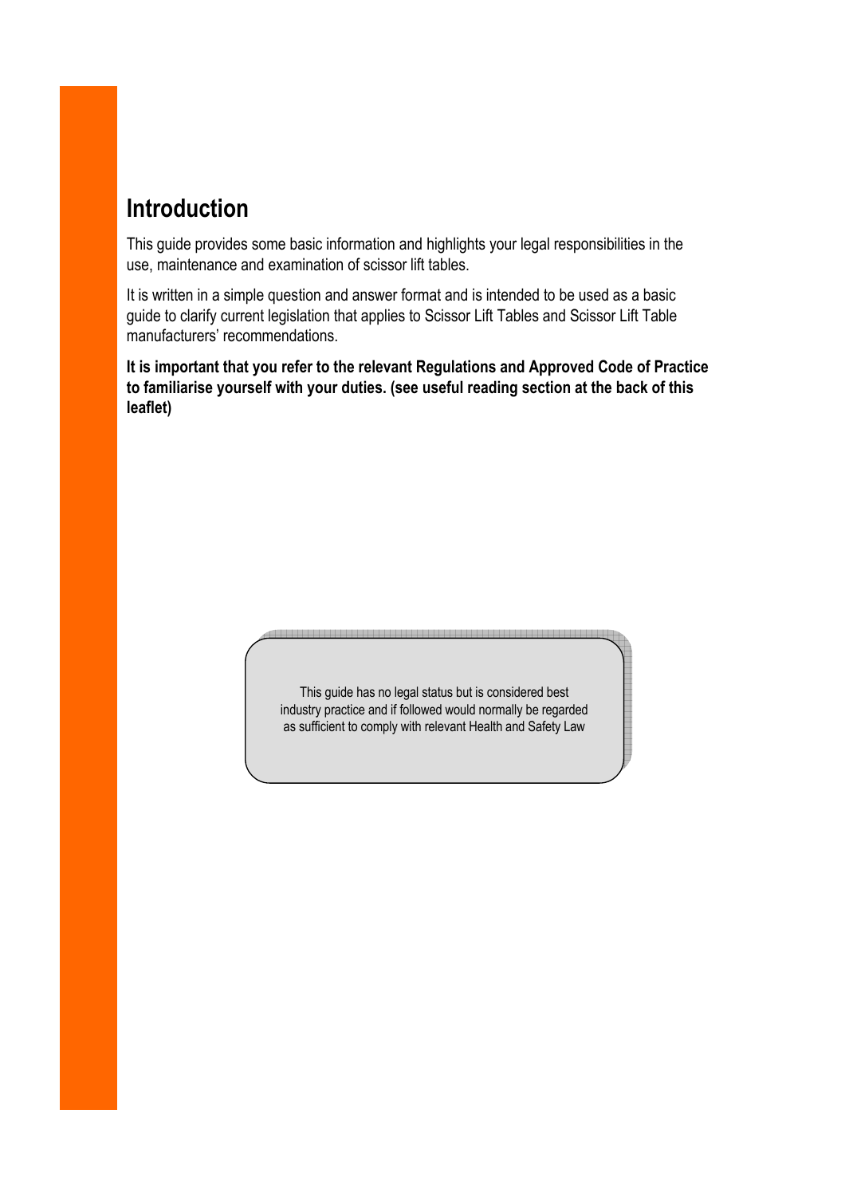## Introduction

This guide provides some basic information and highlights your legal responsibilities in the use, maintenance and examination of scissor lift tables.

It is written in a simple question and answer format and is intended to be used as a basic guide to clarify current legislation that applies to Scissor Lift Tables and Scissor Lift Table manufacturers' recommendations.

**It is important that you refer to the relevant Regulations and Approved Code of Practice to familiarise yourself with your duties. (see useful reading section at the back of this leaflet)**

This guide has no legal status but is considered best industry practice and if followed would normally be regarded as sufficient to comply with relevant Health and Safety Law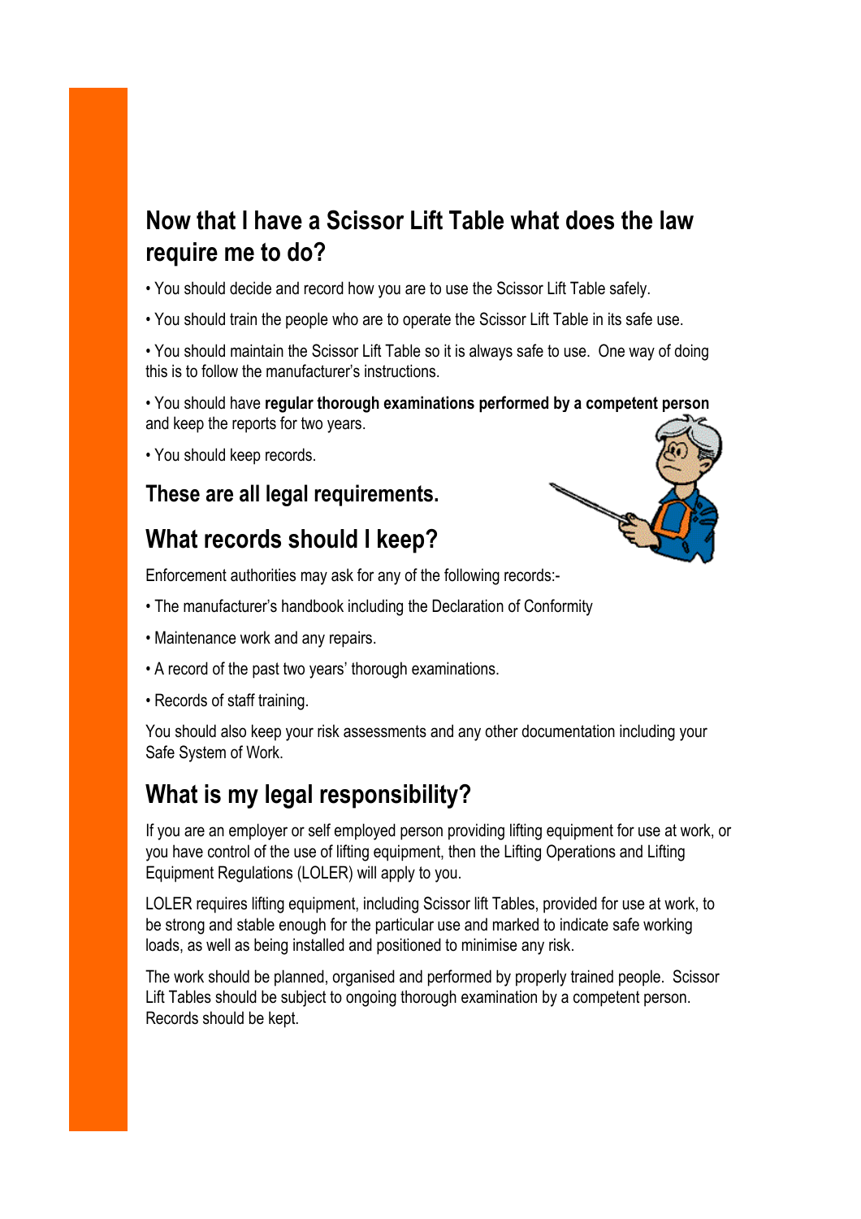## Now that I have a Scissor Lift Table what does the law require me to do?

- You should decide and record how you are to use the Scissor Lift Table safely.
- You should train the people who are to operate the Scissor Lift Table in its safe use.
- You should maintain the Scissor Lift Table so it is always safe to use. One way of doing this is to follow the manufacturer's instructions.
- You should have **regular thorough examinations performed by a competent person** and keep the reports for two years.
- You should keep records.

### These are all legal requirements.

## What records should I keep?

Enforcement authorities may ask for any of the following records:-

- The manufacturer's handbook including the Declaration of Conformity
- Maintenance work and any repairs.
- A record of the past two years' thorough examinations.
- Records of staff training.

You should also keep your risk assessments and any other documentation including your Safe System of Work.

## What is my legal responsibility?

If you are an employer or self employed person providing lifting equipment for use at work, or you have control of the use of lifting equipment, then the Lifting Operations and Lifting Equipment Regulations (LOLER) will apply to you.

LOLER requires lifting equipment, including Scissor lift Tables, provided for use at work, to be strong and stable enough for the particular use and marked to indicate safe working loads, as well as being installed and positioned to minimise any risk.

The work should be planned, organised and performed by properly trained people. Scissor Lift Tables should be subject to ongoing thorough examination by a competent person. Records should be kept.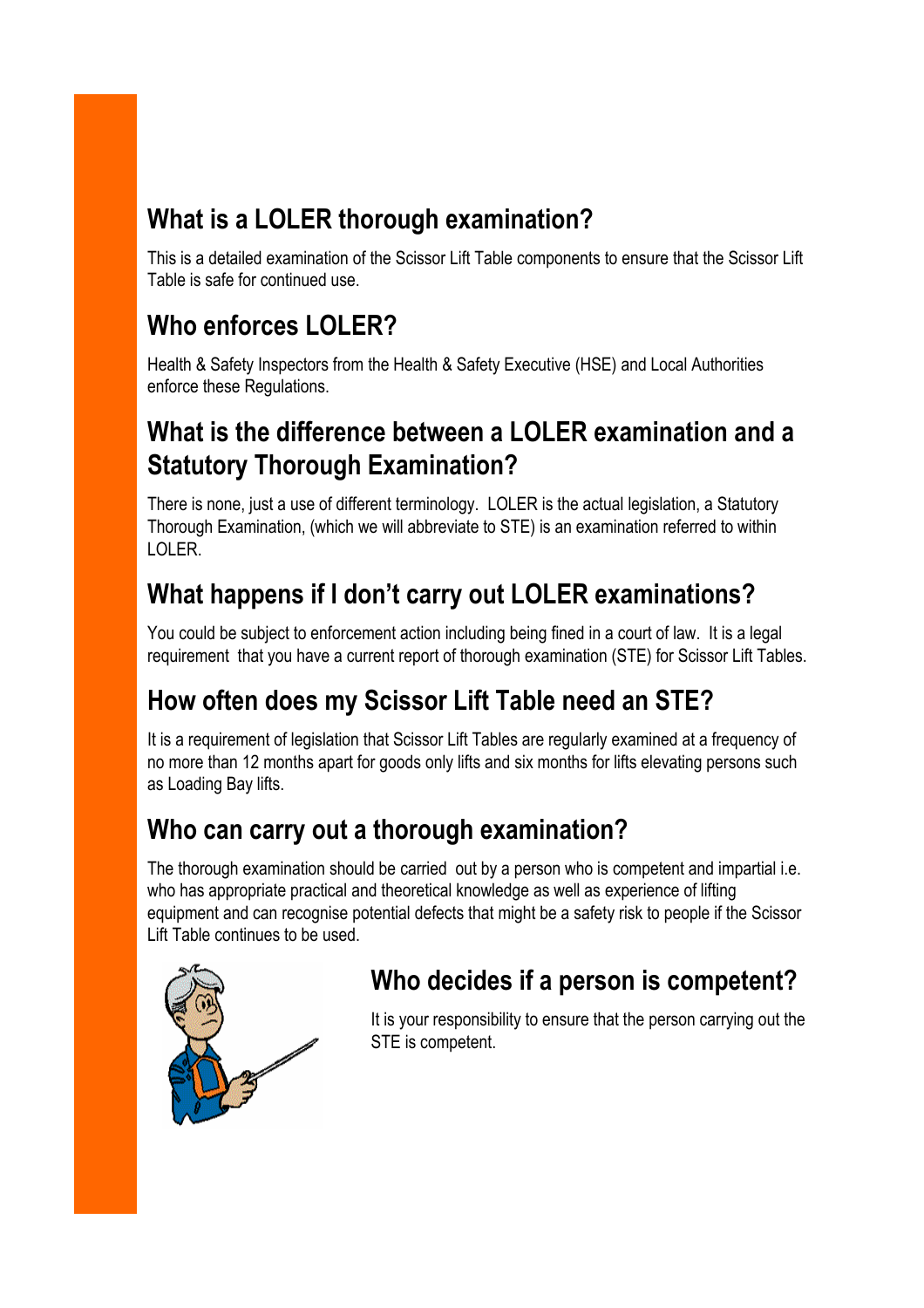## What is a LOLER thorough examination?

This is a detailed examination of the Scissor Lift Table components to ensure that the Scissor Lift Table is safe for continued use.

## Who enforces LOLER?

Health & Safety Inspectors from the Health & Safety Executive (HSE) and Local Authorities enforce these Regulations.

## What is the difference between a LOLER examination and a Statutory Thorough Examination?

There is none, just a use of different terminology. LOLER is the actual legislation, a Statutory Thorough Examination, (which we will abbreviate to STE) is an examination referred to within LOLER.

## What happens if I don't carry out LOLER examinations?

You could be subject to enforcement action including being fined in a court of law. It is a legal requirement that you have a current report of thorough examination (STE) for Scissor Lift Tables.

## How often does my Scissor Lift Table need an STE?

It is a requirement of legislation that Scissor Lift Tables are regularly examined at a frequency of no more than 12 months apart for goods only lifts and six months for lifts elevating persons such as Loading Bay lifts.

## Who can carry out a thorough examination?

The thorough examination should be carried out by a person who is competent and impartial i.e. who has appropriate practical and theoretical knowledge as well as experience of lifting equipment and can recognise potential defects that might be a safety risk to people if the Scissor Lift Table continues to be used.

## Who decides if a person is competent?

It is your responsibility to ensure that the person carrying out the STE is competent.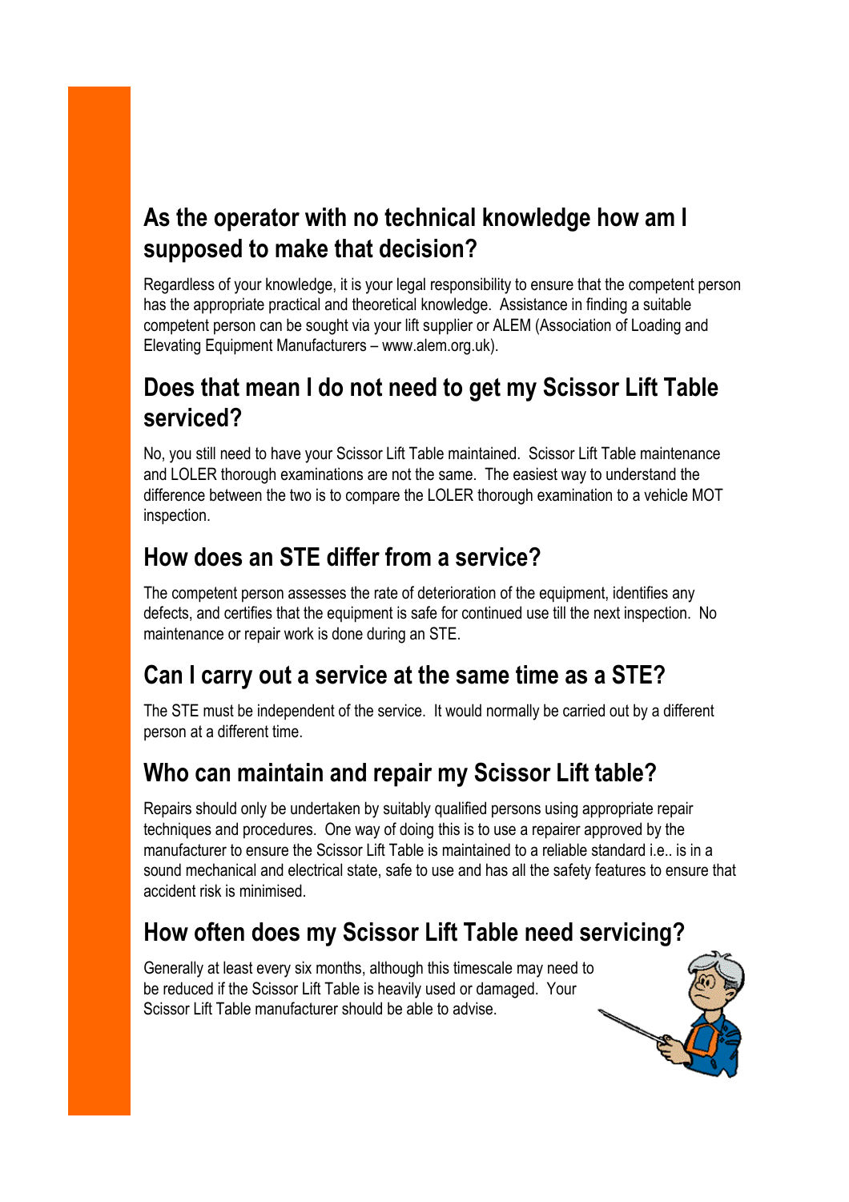## As the operator with no technical knowledge how am I supposed to make that decision?

Regardless of your knowledge, it is your legal responsibility to ensure that the competent person has the appropriate practical and theoretical knowledge. Assistance in finding a suitable competent person can be sought via your lift supplier or ALEM (Association of Loading and Elevating Equipment Manufacturers – www.alem.org.uk).

## Does that mean I do not need to get my Scissor Lift Table serviced?

No, you still need to have your Scissor Lift Table maintained. Scissor Lift Table maintenance and LOLER thorough examinations are not the same. The easiest way to understand the difference between the two is to compare the LOLER thorough examination to a vehicle MOT inspection.

## How does an STE differ from a service?

The competent person assesses the rate of deterioration of the equipment, identifies any defects, and certifies that the equipment is safe for continued use till the next inspection. No maintenance or repair work is done during an STE.

## Can I carry out a service at the same time as a STE?

The STE must be independent of the service. It would normally be carried out by a different person at a different time.

## Who can maintain and repair my Scissor Lift table?

Repairs should only be undertaken by suitably qualified persons using appropriate repair techniques and procedures. One way of doing this is to use a repairer approved by the manufacturer to ensure the Scissor Lift Table is maintained to a reliable standard i.e.. is in a sound mechanical and electrical state, safe to use and has all the safety features to ensure that accident risk is minimised.

## How often does my Scissor Lift Table need servicing?

Generally at least every six months, although this timescale may need to be reduced if the Scissor Lift Table is heavily used or damaged. Your Scissor Lift Table manufacturer should be able to advise.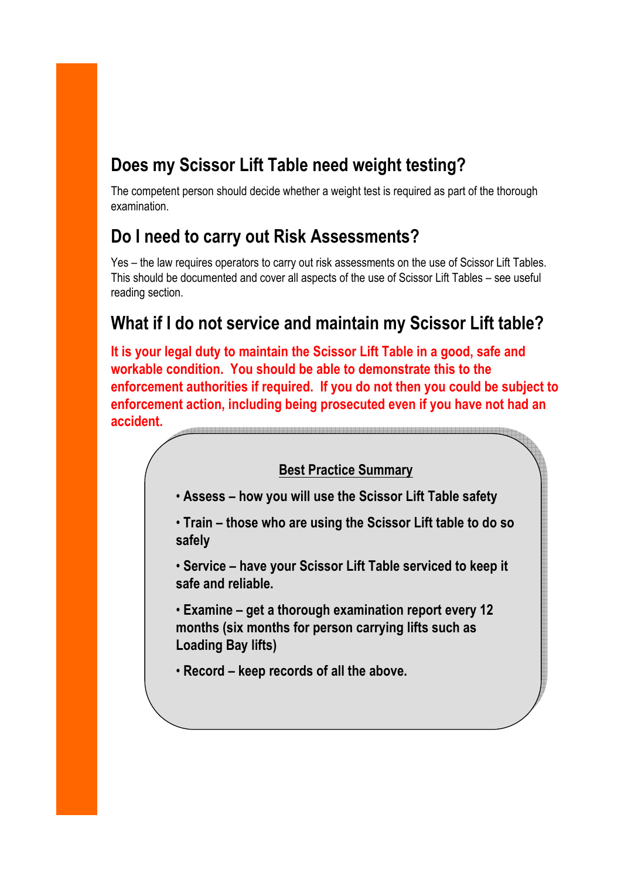## Does my Scissor Lift Table need weight testing?

The competent person should decide whether a weight test is required as part of the thorough examination.

## Do I need to carry out Risk Assessments?

Yes – the law requires operators to carry out risk assessments on the use of Scissor Lift Tables. This should be documented and cover all aspects of the use of Scissor Lift Tables – see useful reading section.

## What if I do not service and maintain my Scissor Lift table?

**It is your legal duty to maintain the Scissor Lift Table in a good, safe and workable condition. You should be able to demonstrate this to the enforcement authorities if required. If you do not then you could be subject to enforcement action, including being prosecuted even if you have not had an accident.**

**Best Practice Summary**

- **Assess – how you will use the Scissor Lift Table safety**
- **Train – those who are using the Scissor Lift table to do so safely**
- **Service – have your Scissor Lift Table serviced to keep it safe and reliable.**
- **Examine – get a thorough examination report every 12 months (six months for person carrying lifts such as Loading Bay lifts)**
- **Record – keep records of all the above.**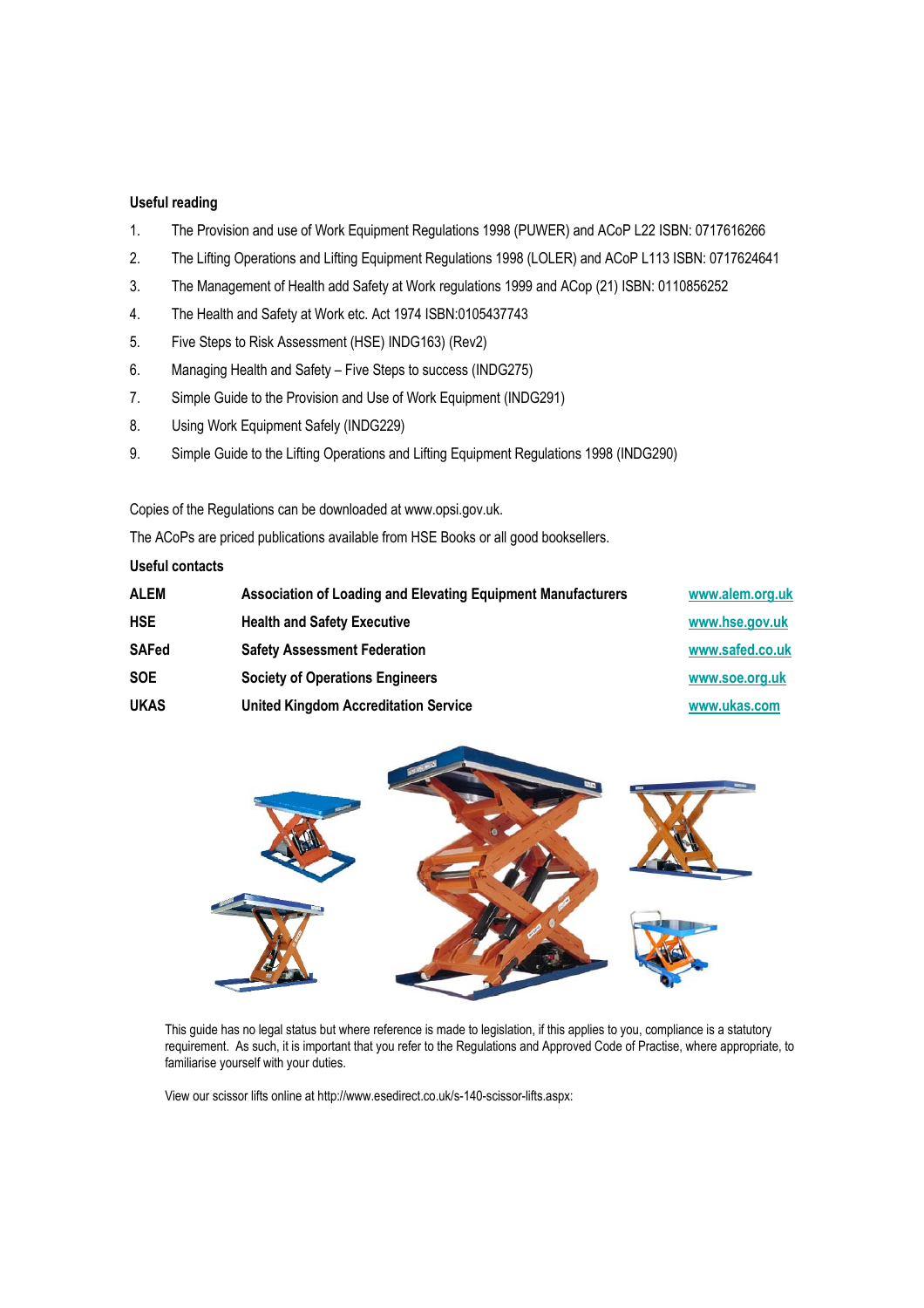**Useful reading**

1. The Provision and use of Work Equipment Regulations 1998 (PUWER) and ACoP L22 ISBN: 0717616266
2. The Lifting Operations and Lifting Equipment Regulations 1998 (LOLER) and ACoP L113 ISBN: 0717624641
3. The Management of Health add Safety at Work regulations 1999 and ACop (21) ISBN: 0110856252
4. The Health and Safety at Work etc. Act 1974 ISBN:0105437743
5. Five Steps to Risk Assessment (HSE) INDG163) (Rev2)
6. Managing Health and Safety – Five Steps to success (INDG275)
7. Simple Guide to the Provision and Use of Work Equipment (INDG291)
8. Using Work Equipment Safely (INDG229)
9. Simple Guide to the Lifting Operations and Lifting Equipment Regulations 1998 (INDG290)

Copies of the Regulations can be downloaded at www.opsi.gov.uk.

The ACoPs are priced publications available from HSE Books or all good booksellers.

**Useful contacts**

| | | |
|---|---|---|
| **ALEM** | **Association of Loading and Elevating Equipment Manufacturers** | www.alem.org.uk |
| **HSE** | **Health and Safety Executive** | www.hse.gov.uk |
| **SAFed** | **Safety Assessment Federation** | www.safed.co.uk |
| **SOE** | **Society of Operations Engineers** | www.soe.org.uk |
| **UKAS** | **United Kingdom Accreditation Service** | www.ukas.com |

This guide has no legal status but where reference is made to legislation, if this applies to you, compliance is a statutory requirement. As such, it is important that you refer to the Regulations and Approved Code of Practise, where appropriate, to familiarise yourself with your duties.

View our scissor lifts online at http://www.esedirect.co.uk/s-140-scissor-lifts.aspx: